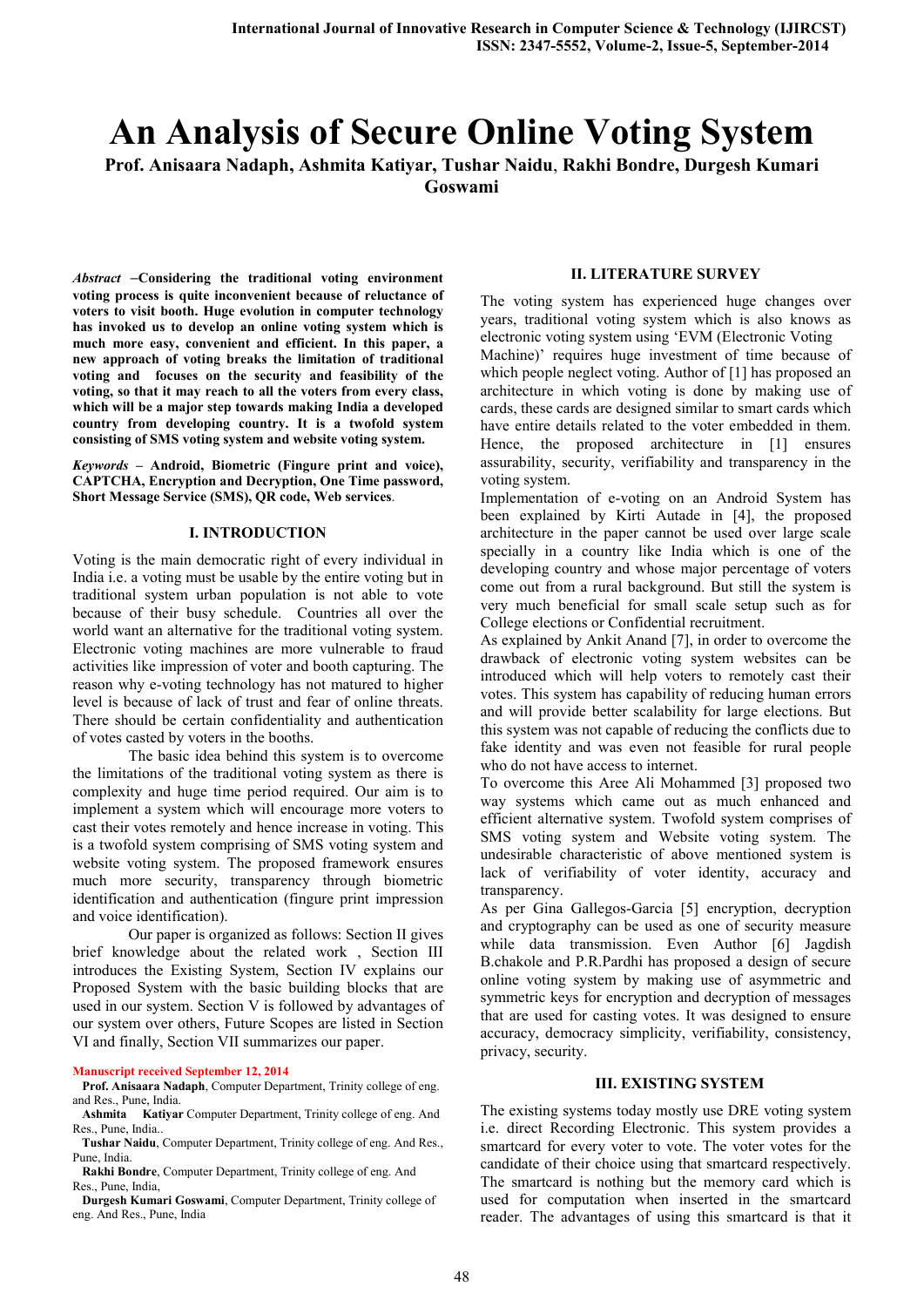# An Analysis of Secure Online Voting System

**Prof. Anisaara Nadaph, Ashmita Katiyar, Tushar Naidu, Rakhi Bondre, Durgesh Kumari Goswami**

***Abstract* –Considering the traditional voting environment voting process is quite inconvenient because of reluctance of voters to visit booth. Huge evolution in computer technology has invoked us to develop an online voting system which is much more easy, convenient and efficient. In this paper, a new approach of voting breaks the limitation of traditional voting and focuses on the security and feasibility of the voting, so that it may reach to all the voters from every class, which will be a major step towards making India a developed country from developing country. It is a twofold system consisting of SMS voting system and website voting system.**

***Keywords* – Android, Biometric (Fingure print and voice), CAPTCHA, Encryption and Decryption, One Time password, Short Message Service (SMS), QR code, Web services.**

## I. INTRODUCTION

Voting is the main democratic right of every individual in India i.e. a voting must be usable by the entire voting but in traditional system urban population is not able to vote because of their busy schedule. Countries all over the world want an alternative for the traditional voting system. Electronic voting machines are more vulnerable to fraud activities like impression of voter and booth capturing. The reason why e-voting technology has not matured to higher level is because of lack of trust and fear of online threats. There should be certain confidentiality and authentication of votes casted by voters in the booths.

The basic idea behind this system is to overcome the limitations of the traditional voting system as there is complexity and huge time period required. Our aim is to implement a system which will encourage more voters to cast their votes remotely and hence increase in voting. This is a twofold system comprising of SMS voting system and website voting system. The proposed framework ensures much more security, transparency through biometric identification and authentication (fingure print impression and voice identification).

Our paper is organized as follows: Section II gives brief knowledge about the related work , Section III introduces the Existing System, Section IV explains our Proposed System with the basic building blocks that are used in our system. Section V is followed by advantages of our system over others, Future Scopes are listed in Section VI and finally, Section VII summarizes our paper.

Manuscript received September 12, 2014

**Prof. Anisaara Nadaph**, Computer Department, Trinity college of eng. and Res., Pune, India.

**Ashmita Katiyar** Computer Department, Trinity college of eng. And Res., Pune, India..

**Tushar Naidu**, Computer Department, Trinity college of eng. And Res., Pune, India.

**Rakhi Bondre**, Computer Department, Trinity college of eng. And Res., Pune, India,

**Durgesh Kumari Goswami**, Computer Department, Trinity college of eng. And Res., Pune, India

## II. LITERATURE SURVEY

The voting system has experienced huge changes over years, traditional voting system which is also knows as electronic voting system using 'EVM (Electronic Voting Machine)' requires huge investment of time because of which people neglect voting. Author of [1] has proposed an architecture in which voting is done by making use of cards, these cards are designed similar to smart cards which have entire details related to the voter embedded in them. Hence, the proposed architecture in [1] ensures assurability, security, verifiability and transparency in the voting system.

Implementation of e-voting on an Android System has been explained by Kirti Autade in [4], the proposed architecture in the paper cannot be used over large scale specially in a country like India which is one of the developing country and whose major percentage of voters come out from a rural background. But still the system is very much beneficial for small scale setup such as for College elections or Confidential recruitment.

As explained by Ankit Anand [7], in order to overcome the drawback of electronic voting system websites can be introduced which will help voters to remotely cast their votes. This system has capability of reducing human errors and will provide better scalability for large elections. But this system was not capable of reducing the conflicts due to fake identity and was even not feasible for rural people who do not have access to internet.

To overcome this Aree Ali Mohammed [3] proposed two way systems which came out as much enhanced and efficient alternative system. Twofold system comprises of SMS voting system and Website voting system. The undesirable characteristic of above mentioned system is lack of verifiability of voter identity, accuracy and transparency.

As per Gina Gallegos-Garcia [5] encryption, decryption and cryptography can be used as one of security measure while data transmission. Even Author [6] Jagdish B.chakole and P.R.Pardhi has proposed a design of secure online voting system by making use of asymmetric and symmetric keys for encryption and decryption of messages that are used for casting votes. It was designed to ensure accuracy, democracy simplicity, verifiability, consistency, privacy, security.

## III. EXISTING SYSTEM

The existing systems today mostly use DRE voting system i.e. direct Recording Electronic. This system provides a smartcard for every voter to vote. The voter votes for the candidate of their choice using that smartcard respectively. The smartcard is nothing but the memory card which is used for computation when inserted in the smartcard reader. The advantages of using this smartcard is that it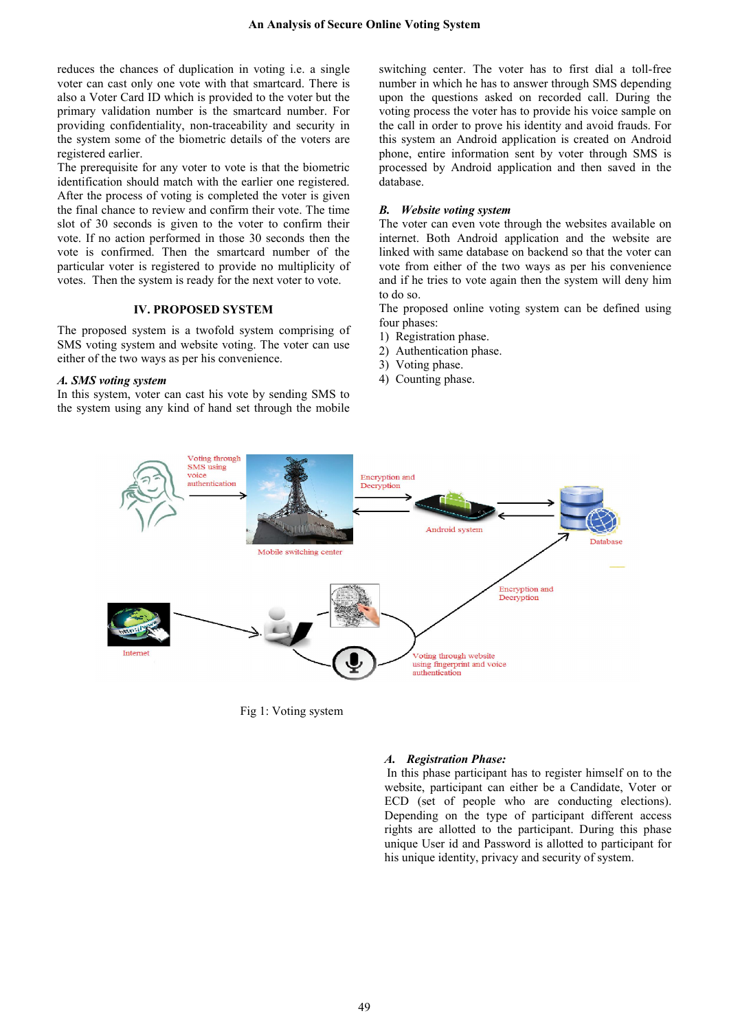reduces the chances of duplication in voting i.e. a single voter can cast only one vote with that smartcard. There is also a Voter Card ID which is provided to the voter but the primary validation number is the smartcard number. For providing confidentiality, non-traceability and security in the system some of the biometric details of the voters are registered earlier.

The prerequisite for any voter to vote is that the biometric identification should match with the earlier one registered. After the process of voting is completed the voter is given the final chance to review and confirm their vote. The time slot of 30 seconds is given to the voter to confirm their vote. If no action performed in those 30 seconds then the vote is confirmed. Then the smartcard number of the particular voter is registered to provide no multiplicity of votes. Then the system is ready for the next voter to vote.

## IV. PROPOSED SYSTEM

The proposed system is a twofold system comprising of SMS voting system and website voting. The voter can use either of the two ways as per his convenience.

### *A. SMS voting system*

In this system, voter can cast his vote by sending SMS to the system using any kind of hand set through the mobile switching center. The voter has to first dial a toll-free number in which he has to answer through SMS depending upon the questions asked on recorded call. During the voting process the voter has to provide his voice sample on the call in order to prove his identity and avoid frauds. For this system an Android application is created on Android phone, entire information sent by voter through SMS is processed by Android application and then saved in the database.

### *B. Website voting system*

The voter can even vote through the websites available on internet. Both Android application and the website are linked with same database on backend so that the voter can vote from either of the two ways as per his convenience and if he tries to vote again then the system will deny him to do so.

The proposed online voting system can be defined using four phases:

1) Registration phase.
2) Authentication phase.
3) Voting phase.
4) Counting phase.

Fig 1: Voting system

### *A. Registration Phase:*

In this phase participant has to register himself on to the website, participant can either be a Candidate, Voter or ECD (set of people who are conducting elections). Depending on the type of participant different access rights are allotted to the participant. During this phase unique User id and Password is allotted to participant for his unique identity, privacy and security of system.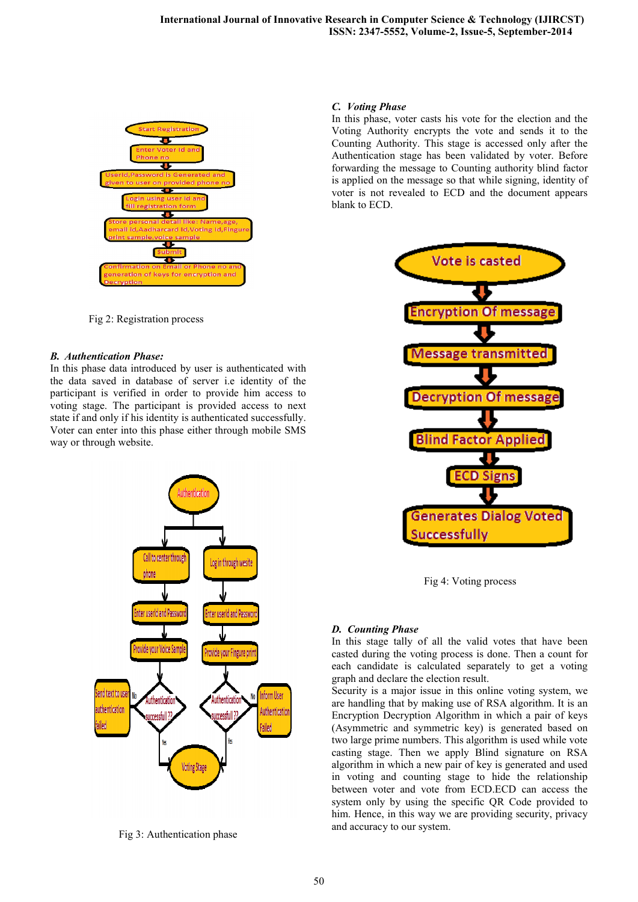Fig 2: Registration process

### *B. Authentication Phase:*

In this phase data introduced by user is authenticated with the data saved in database of server i.e identity of the participant is verified in order to provide him access to voting stage. The participant is provided access to next state if and only if his identity is authenticated successfully. Voter can enter into this phase either through mobile SMS way or through website.

Fig 3: Authentication phase

### *C. Voting Phase*

In this phase, voter casts his vote for the election and the Voting Authority encrypts the vote and sends it to the Counting Authority. This stage is accessed only after the Authentication stage has been validated by voter. Before forwarding the message to Counting authority blind factor is applied on the message so that while signing, identity of voter is not revealed to ECD and the document appears blank to ECD.

Fig 4: Voting process

### *D. Counting Phase*

In this stage tally of all the valid votes that have been casted during the voting process is done. Then a count for each candidate is calculated separately to get a voting graph and declare the election result.

Security is a major issue in this online voting system, we are handling that by making use of RSA algorithm. It is an Encryption Decryption Algorithm in which a pair of keys (Asymmetric and symmetric key) is generated based on two large prime numbers. This algorithm is used while vote casting stage. Then we apply Blind signature on RSA algorithm in which a new pair of key is generated and used in voting and counting stage to hide the relationship between voter and vote from ECD.ECD can access the system only by using the specific QR Code provided to him. Hence, in this way we are providing security, privacy and accuracy to our system.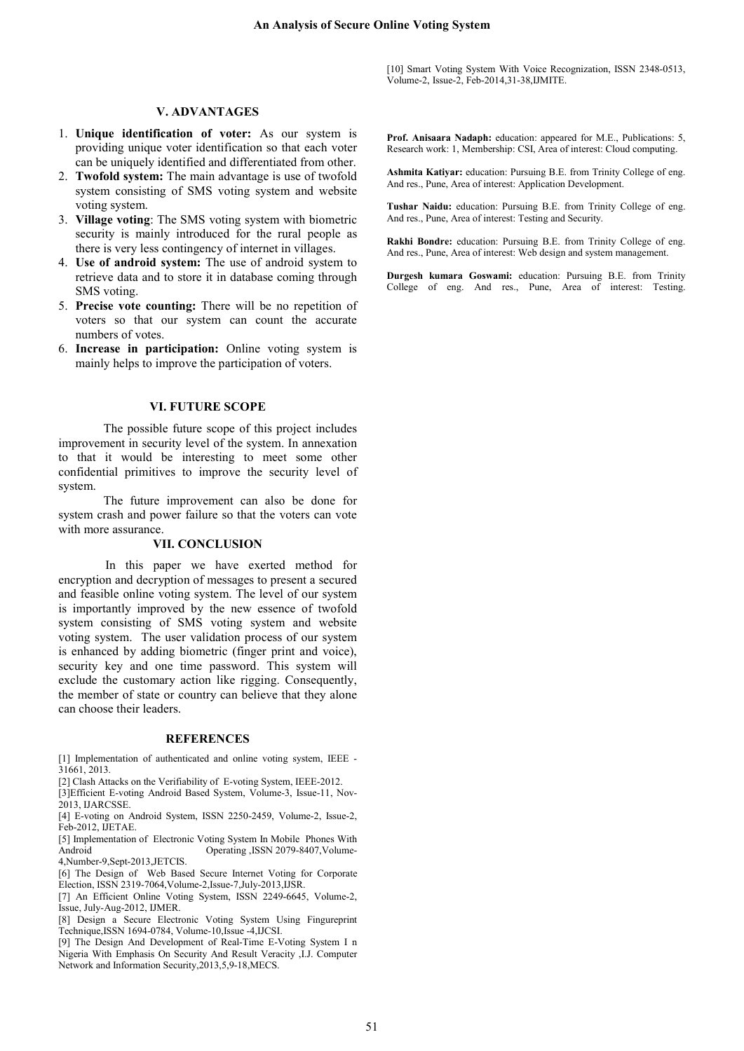## V. ADVANTAGES

1. **Unique identification of voter:** As our system is providing unique voter identification so that each voter can be uniquely identified and differentiated from other.
2. **Twofold system:** The main advantage is use of twofold system consisting of SMS voting system and website voting system.
3. **Village voting**: The SMS voting system with biometric security is mainly introduced for the rural people as there is very less contingency of internet in villages.
4. **Use of android system:** The use of android system to retrieve data and to store it in database coming through SMS voting.
5. **Precise vote counting:** There will be no repetition of voters so that our system can count the accurate numbers of votes.
6. **Increase in participation:** Online voting system is mainly helps to improve the participation of voters.

## VI. FUTURE SCOPE

The possible future scope of this project includes improvement in security level of the system. In annexation to that it would be interesting to meet some other confidential primitives to improve the security level of system.

The future improvement can also be done for system crash and power failure so that the voters can vote with more assurance.

## VII. CONCLUSION

In this paper we have exerted method for encryption and decryption of messages to present a secured and feasible online voting system. The level of our system is importantly improved by the new essence of twofold system consisting of SMS voting system and website voting system. The user validation process of our system is enhanced by adding biometric (finger print and voice), security key and one time password. This system will exclude the customary action like rigging. Consequently, the member of state or country can believe that they alone can choose their leaders.

## REFERENCES

[1] Implementation of authenticated and online voting system, IEEE -31661, 2013.

[2] Clash Attacks on the Verifiability of E-voting System, IEEE-2012.

[3]Efficient E-voting Android Based System, Volume-3, Issue-11, Nov-2013, IJARCSSE.

[4] E-voting on Android System, ISSN 2250-2459, Volume-2, Issue-2, Feb-2012, IJETAE.

[5] Implementation of Electronic Voting System In Mobile Phones With Android Operating ,ISSN 2079-8407,Volume-4,Number-9,Sept-2013,JETCIS.

[6] The Design of Web Based Secure Internet Voting for Corporate Election, ISSN 2319-7064,Volume-2,Issue-7,July-2013,IJSR.

[7] An Efficient Online Voting System, ISSN 2249-6645, Volume-2, Issue, July-Aug-2012, IJMER.

[8] Design a Secure Electronic Voting System Using Fingureprint Technique,ISSN 1694-0784, Volume-10,Issue -4,IJCSI.

[9] The Design And Development of Real-Time E-Voting System I n Nigeria With Emphasis On Security And Result Veracity ,I.J. Computer Network and Information Security,2013,5,9-18,MECS.

[10] Smart Voting System With Voice Recognization, ISSN 2348-0513, Volume-2, Issue-2, Feb-2014,31-38,IJMITE.

**Prof. Anisaara Nadaph:** education: appeared for M.E., Publications: 5, Research work: 1, Membership: CSI, Area of interest: Cloud computing.

**Ashmita Katiyar:** education: Pursuing B.E. from Trinity College of eng. And res., Pune, Area of interest: Application Development.

**Tushar Naidu:** education: Pursuing B.E. from Trinity College of eng. And res., Pune, Area of interest: Testing and Security.

**Rakhi Bondre:** education: Pursuing B.E. from Trinity College of eng. And res., Pune, Area of interest: Web design and system management.

**Durgesh kumara Goswami:** education: Pursuing B.E. from Trinity College of eng. And res., Pune, Area of interest: Testing.